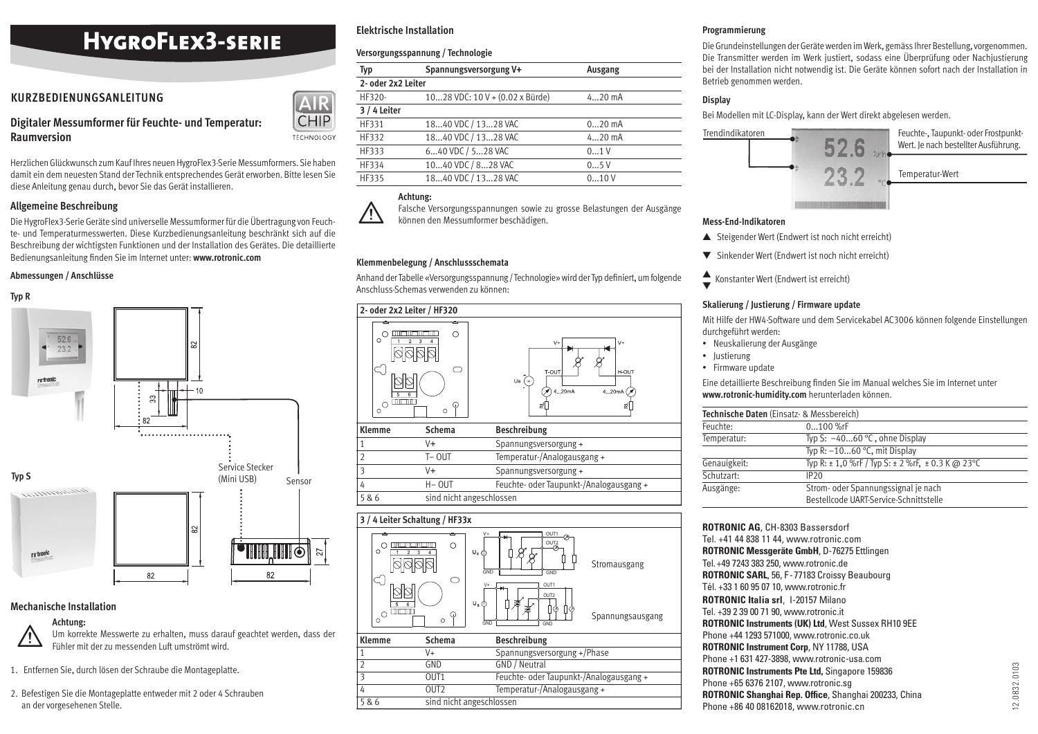# HygroFlex3-serie

## KURZBEDIENUNGSANLEITUNG

### Digitaler Messumformer für Feuchte- und Temperatur: Raumversion

Herzlichen Glückwunsch zum Kauf Ihres neuen HygroFlex3-Serie Messumformers. Sie haben damit ein dem neuesten Stand der Technik entsprechendes Gerät erworben. Bitte lesen Sie diese Anleitung genau durch, bevor Sie das Gerät installieren.

### Allgemeine Beschreibung

Die HygroFlex3-Serie Geräte sind universelle Messumformer für die Übertragung von Feuchte- und Temperaturmesswerten. Diese Kurzbedienungsanleitung beschränkt sich auf die Beschreibung der wichtigsten Funktionen und der Installation des Gerätes. Die detaillierte Bedienungsanleitung finden Sie im Internet unter: **www.rotronic.com**

#### Abmessungen / Anschlüsse

**Typ R**

**Typ S**

Service Stecker (Mini USB)

Sensor

### Mechanische Installation

**Achtung:**
Um korrekte Messwerte zu erhalten, muss darauf geachtet werden, dass der Fühler mit der zu messenden Luft umströmt wird.

1. Entfernen Sie, durch lösen der Schraube die Montageplatte.
2. Befestigen Sie die Montageplatte entweder mit 2 oder 4 Schrauben an der vorgesehenen Stelle.

### Elektrische Installation

#### Versorgungsspannung / Technologie

| Typ | Spannungsversorgung V+ | Ausgang |
|---|---|---|
| **2- oder 2x2 Leiter** | | |
| HF320- | 10...28 VDC: 10 V + (0.02 x Bürde) | 4...20 mA |
| **3 / 4 Leiter** | | |
| HF331 | 18...40 VDC / 13...28 VAC | 0...20 mA |
| HF332 | 18...40 VDC / 13...28 VAC | 4...20 mA |
| HF333 | 6...40 VDC / 5...28 VAC | 0...1 V |
| HF334 | 10...40 VDC / 8...28 VAC | 0...5 V |
| HF335 | 18...40 VDC / 13...28 VAC | 0...10 V |

**Achtung:**
Falsche Versorgungsspannungen sowie zu grosse Belastungen der Ausgänge können den Messumformer beschädigen.

#### Klemmenbelegung / Anschlussschemata

Anhand der Tabelle «Versorgungsspannung / Technologie» wird der Typ definiert, um folgende Anschluss-Schemas verwenden zu können:

**2- oder 2x2 Leiter / HF320**

| Klemme | Schema | Beschreibung |
|---|---|---|
| 1 | V+ | Spannungsversorgung + |
| 2 | T– OUT | Temperatur-/Analogausgang + |
| 3 | V+ | Spannungsversorgung + |
| 4 | H– OUT | Feuchte- und Taupunkt-/Analogausgang + |
| 5 & 6 | sind nicht angeschlossen | |

**3 / 4 Leiter Schaltung / HF33x**

Stromausgang

Spannungsausgang

| Klemme | Schema | Beschreibung |
|---|---|---|
| 1 | V+ | Spannungsversorgung +/Phase |
| 2 | GND | GND / Neutral |
| 3 | OUT1 | Feuchte- oder Taupunkt-/Analogausgang + |
| 4 | OUT2 | Temperatur-/Analogausgang + |
| 5 & 6 | sind nicht angeschlossen | |

#### Programmierung

Die Grundeinstellungen der Geräte werden im Werk, gemäss Ihrer Bestellung, vorgenommen. Die Transmitter werden im Werk justiert, sodass eine Überprüfung oder Nachjustierung bei der Installation nicht notwendig ist. Die Geräte können sofort nach der Installation in Betrieb genommen werden.

#### Display

Bei Modellen mit LC-Display, kann der Wert direkt abgelesen werden.

Trendindikatoren

Feuchte-, Taupunkt- oder Frostpunkt-Wert. Je nach bestellter Ausführung.

Temperatur-Wert

#### Mess-End-Indikatoren

▲ Steigender Wert (Endwert ist noch nicht erreicht)

▼ Sinkender Wert (Endwert ist noch nicht erreicht)

▲▼ Konstanter Wert (Endwert ist erreicht)

#### Skalierung / Justierung / Firmware update

Mit Hilfe der HW4-Software und dem Servicekabel AC3006 können folgende Einstellungen durchgeführt werden:

- Neuskalierung der Ausgänge
- Justierung
- Firmware update

Eine detaillierte Beschreibung finden Sie im Manual welches Sie im Internet unter **www.rotronic-humidity.com** herunterladen können.

| **Technische Daten** (Einsatz- & Messbereich) | |
|---|---|
| Feuchte: | 0...100 %rF |
| Temperatur: | Typ S: –40...60 °C , ohne Display |
| | Typ R: –10...60 °C, mit Display |
| Genauigkeit: | Typ R: ± 1,0 %rF / Typ S: ± 2 %rF, ± 0.3 K @ 23°C |
| Schutzart: | IP20 |
| Ausgänge: | Strom- oder Spannungssignal je nach Bestellcode UART-Service-Schnittstelle |

**ROTRONIC AG**, CH-8303 Bassersdorf
Tel. +41 44 838 11 44, www.rotronic.com
**ROTRONIC Messgeräte GmbH**, D-76275 Ettlingen
Tel. +49 7243 383 250, www.rotronic.de
**ROTRONIC SARL**, 56, F - 77183 Croissy Beaubourg
Tél. +33 1 60 95 07 10, www.rotronic.fr
**ROTRONIC Italia srl**, I-20157 Milano
Tel. +39 2 39 00 71 90, www.rotronic.it
**ROTRONIC Instruments (UK) Ltd**, West Sussex RH10 9EE
Phone +44 1293 571000, www.rotronic.co.uk
**ROTRONIC Instrument Corp**, NY 11788, USA
Phone +1 631 427-3898, www.rotronic-usa.com
**ROTRONIC Instruments Pte Ltd,** Singapore 159836
Phone +65 6376 2107, www.rotronic.sg
**ROTRONIC Shanghai Rep. Office**, Shanghai 200233, China
Phone +86 40 08162018, www.rotronic.cn

12.0832.0103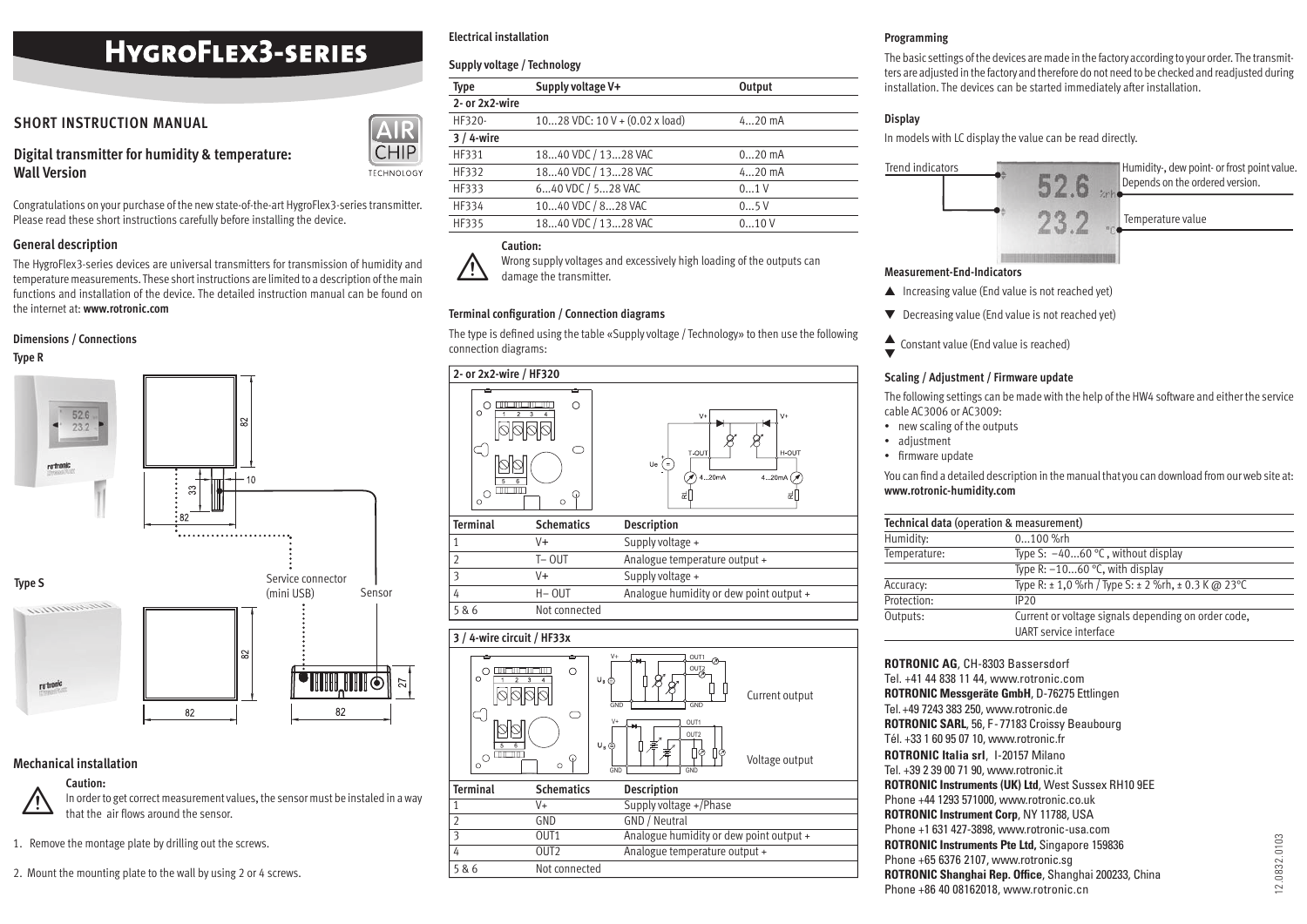# HygroFlex3-series

## SHORT INSTRUCTION MANUAL

### Digital transmitter for humidity & temperature: Wall Version

AIR CHIP TECHNOLOGY

Congratulations on your purchase of the new state-of-the-art HygroFlex3-series transmitter. Please read these short instructions carefully before installing the device.

### General description

The HygroFlex3-series devices are universal transmitters for transmission of humidity and temperature measurements. These short instructions are limited to a description of the main functions and installation of the device. The detailed instruction manual can be found on the internet at: **www.rotronic.com**

#### Dimensions / Connections

**Type R**

82

33

10

82

Service connector (mini USB)

Sensor

**Type S**

82

82

82

27

### Mechanical installation

**Caution:**
In order to get correct measurement values, the sensor must be instaled in a way that the air flows around the sensor.

1. Remove the montage plate by drilling out the screws.
2. Mount the mounting plate to the wall by using 2 or 4 screws.

#### Electrical installation

#### Supply voltage / Technology

| Type | Supply voltage V+ | Output |
|---|---|---|
| **2- or 2x2-wire** | | |
| HF320- | 10...28 VDC: 10 V + (0.02 x load) | 4...20 mA |
| **3 / 4-wire** | | |
| HF331 | 18...40 VDC / 13...28 VAC | 0...20 mA |
| HF332 | 18...40 VDC / 13...28 VAC | 4...20 mA |
| HF333 | 6...40 VDC / 5...28 VAC | 0...1 V |
| HF334 | 10...40 VDC / 8...28 VAC | 0...5 V |
| HF335 | 18...40 VDC / 13...28 VAC | 0...10 V |

**Caution:**
Wrong supply voltages and excessively high loading of the outputs can damage the transmitter.

#### Terminal configuration / Connection diagrams

The type is defined using the table «Supply voltage / Technology» to then use the following connection diagrams:

**2- or 2x2-wire / HF320**

| Terminal | Schematics | Description |
|---|---|---|
| 1 | V+ | Supply voltage + |
| 2 | T– OUT | Analogue temperature output + |
| 3 | V+ | Supply voltage + |
| 4 | H– OUT | Analogue humidity or dew point output + |
| 5 & 6 | Not connected | |

**3 / 4-wire circuit / HF33x**

Current output

Voltage output

| Terminal | Schematics | Description |
|---|---|---|
| 1 | V+ | Supply voltage +/Phase |
| 2 | GND | GND / Neutral |
| 3 | OUT1 | Analogue humidity or dew point output + |
| 4 | OUT2 | Analogue temperature output + |
| 5 & 6 | Not connected | |

#### Programming

The basic settings of the devices are made in the factory according to your order. The transmitters are adjusted in the factory and therefore do not need to be checked and readjusted during installation. The devices can be started immediately after installation.

#### Display

In models with LC display the value can be read directly.

Trend indicators

Humidity-, dew point- or frost point value. Depends on the ordered version.

Temperature value

#### Measurement-End-Indicators

▲ Increasing value (End value is not reached yet)

▼ Decreasing value (End value is not reached yet)

▲▼ Constant value (End value is reached)

#### Scaling / Adjustment / Firmware update

The following settings can be made with the help of the HW4 software and either the service cable AC3006 or AC3009:

- new scaling of the outputs
- adjustment
- firmware update

You can find a detailed description in the manual that you can download from our web site at: **www.rotronic-humidity.com**

| **Technical data** (operation & measurement) | |
|---|---|
| Humidity: | 0...100 %rh |
| Temperature: | Type S: −40...60 °C , without display |
| | Type R: −10...60 °C, with display |
| Accuracy: | Type R: ± 1,0 %rh / Type S: ± 2 %rh, ± 0.3 K @ 23°C |
| Protection: | IP20 |
| Outputs: | Current or voltage signals depending on order code, UART service interface |

**ROTRONIC AG**, CH-8303 Bassersdorf
Tel. +41 44 838 11 44, www.rotronic.com
**ROTRONIC Messgeräte GmbH**, D-76275 Ettlingen
Tel. +49 7243 383 250, www.rotronic.de
**ROTRONIC SARL**, 56, F-77183 Croissy Beaubourg
Tél. +33 1 60 95 07 10, www.rotronic.fr
**ROTRONIC Italia srl**, I-20157 Milano
Tel. +39 2 39 00 71 90, www.rotronic.it
**ROTRONIC Instruments (UK) Ltd**, West Sussex RH10 9EE
Phone +44 1293 571000, www.rotronic.co.uk
**ROTRONIC Instrument Corp**, NY 11788, USA
Phone +1 631 427-3898, www.rotronic-usa.com
**ROTRONIC Instruments Pte Ltd,** Singapore 159836
Phone +65 6376 2107, www.rotronic.sg
**ROTRONIC Shanghai Rep. Office**, Shanghai 200233, China
Phone +86 40 08162018, www.rotronic.cn

12.0832.0103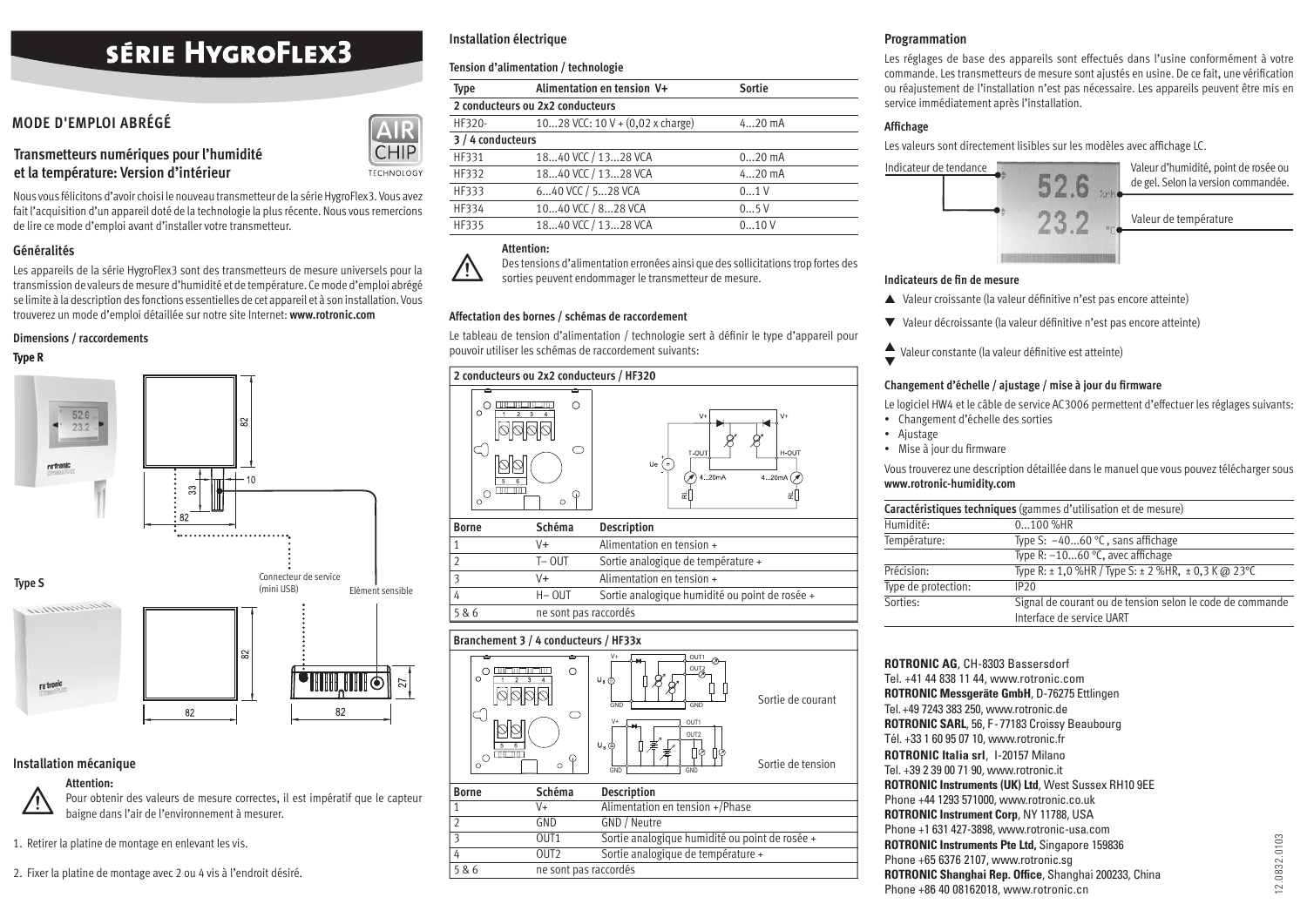# SÉRIE HYGROFLEX3

## MODE D'EMPLOI ABRÉGÉ

### Transmetteurs numériques pour l'humidité et la température: Version d'intérieur

Nous vous félicitons d'avoir choisi le nouveau transmetteur de la série HygroFlex3. Vous avez fait l'acquisition d'un appareil doté de la technologie la plus récente. Nous vous remercions de lire ce mode d'emploi avant d'installer votre transmetteur.

### Généralités

Les appareils de la série HygroFlex3 sont des transmetteurs de mesure universels pour la transmission de valeurs de mesure d'humidité et de température. Ce mode d'emploi abrégé se limite à la description des fonctions essentielles de cet appareil et à son installation. Vous trouverez un mode d'emploi détaillée sur notre site Internet: **www.rotronic.com**

#### Dimensions / raccordements

**Type R**

82, 82, 33, 10, 82

**Type S**

82, 82, 82, 27

Connecteur de service (mini USB)

Elément sensible

### Installation mécanique

**Attention:**
Pour obtenir des valeurs de mesure correctes, il est impératif que le capteur baigne dans l'air de l'environnement à mesurer.

1. Retirer la platine de montage en enlevant les vis.
2. Fixer la platine de montage avec 2 ou 4 vis à l'endroit désiré.

### Installation électrique

#### Tension d'alimentation / technologie

| Type | Alimentation en tension V+ | Sortie |
|---|---|---|
| **2 conducteurs ou 2x2 conducteurs** | | |
| HF320- | 10...28 VCC: 10 V + (0,02 x charge) | 4...20 mA |
| **3 / 4 conducteurs** | | |
| HF331 | 18...40 VCC / 13...28 VCA | 0...20 mA |
| HF332 | 18...40 VCC / 13...28 VCA | 4...20 mA |
| HF333 | 6...40 VCC / 5...28 VCA | 0...1 V |
| HF334 | 10...40 VCC / 8...28 VCA | 0...5 V |
| HF335 | 18...40 VCC / 13...28 VCA | 0...10 V |

**Attention:**
Des tensions d'alimentation erronées ainsi que des sollicitations trop fortes des sorties peuvent endommager le transmetteur de mesure.

#### Affectation des bornes / schémas de raccordement

Le tableau de tension d'alimentation / technologie sert à définir le type d'appareil pour pouvoir utiliser les schémas de raccordement suivants:

**2 conducteurs ou 2x2 conducteurs / HF320**

| Borne | Schéma | Description |
|---|---|---|
| 1 | V+ | Alimentation en tension + |
| 2 | T– OUT | Sortie analogique de température + |
| 3 | V+ | Alimentation en tension + |
| 4 | H– OUT | Sortie analogique humidité ou point de rosée + |
| 5 & 6 | ne sont pas raccordés | |

**Branchement 3 / 4 conducteurs / HF33x**

Sortie de courant

Sortie de tension

| Borne | Schéma | Description |
|---|---|---|
| 1 | V+ | Alimentation en tension +/Phase |
| 2 | GND | GND / Neutre |
| 3 | OUT1 | Sortie analogique humidité ou point de rosée + |
| 4 | OUT2 | Sortie analogique de température + |
| 5 & 6 | ne sont pas raccordés | |

### Programmation

Les réglages de base des appareils sont effectués dans l'usine conformément à votre commande. Les transmetteurs de mesure sont ajustés en usine. De ce fait, une vérification ou réajustement de l'installation n'est pas nécessaire. Les appareils peuvent être mis en service immédiatement après l'installation.

#### Affichage

Les valeurs sont directement lisibles sur les modèles avec affichage LC.

Indicateur de tendance — Valeur d'humidité, point de rosée ou de gel. Selon la version commandée. — Valeur de température

#### Indicateurs de fin de mesure

- ▲ Valeur croissante (la valeur définitive n'est pas encore atteinte)
- ▼ Valeur décroissante (la valeur définitive n'est pas encore atteinte)
- ▲▼ Valeur constante (la valeur définitive est atteinte)

#### Changement d'échelle / ajustage / mise à jour du firmware

Le logiciel HW4 et le câble de service AC3006 permettent d'effectuer les réglages suivants:

- Changement d'échelle des sorties
- Ajustage
- Mise à jour du firmware

Vous trouverez une description détaillée dans le manuel que vous pouvez télécharger sous **www.rotronic-humidity.com**

| **Caractéristiques techniques** (gammes d'utilisation et de mesure) | |
|---|---|
| Humidité: | 0...100 %HR |
| Température: | Type S: −40...60 °C , sans affichage |
| | Type R: −10...60 °C, avec affichage |
| Précision: | Type R: ± 1,0 %HR / Type S: ± 2 %HR, ± 0,3 K @ 23°C |
| Type de protection: | IP20 |
| Sorties: | Signal de courant ou de tension selon le code de commande |
| | Interface de service UART |

**ROTRONIC AG**, CH-8303 Bassersdorf
Tel. +41 44 838 11 44, www.rotronic.com
**ROTRONIC Messgeräte GmbH**, D-76275 Ettlingen
Tel. +49 7243 383 250, www.rotronic.de
**ROTRONIC SARL**, 56, F - 77183 Croissy Beaubourg
Tél. +33 1 60 95 07 10, www.rotronic.fr
**ROTRONIC Italia srl**, I-20157 Milano
Tel. +39 2 39 00 71 90, www.rotronic.it
**ROTRONIC Instruments (UK) Ltd**, West Sussex RH10 9EE
Phone +44 1293 571000, www.rotronic.co.uk
**ROTRONIC Instrument Corp**, NY 11788, USA
Phone +1 631 427-3898, www.rotronic-usa.com
**ROTRONIC Instruments Pte Ltd,** Singapore 159836
Phone +65 6376 2107, www.rotronic.sg
**ROTRONIC Shanghai Rep. Office**, Shanghai 200233, China
Phone +86 40 08162018, www.rotronic.cn

12.0832.0103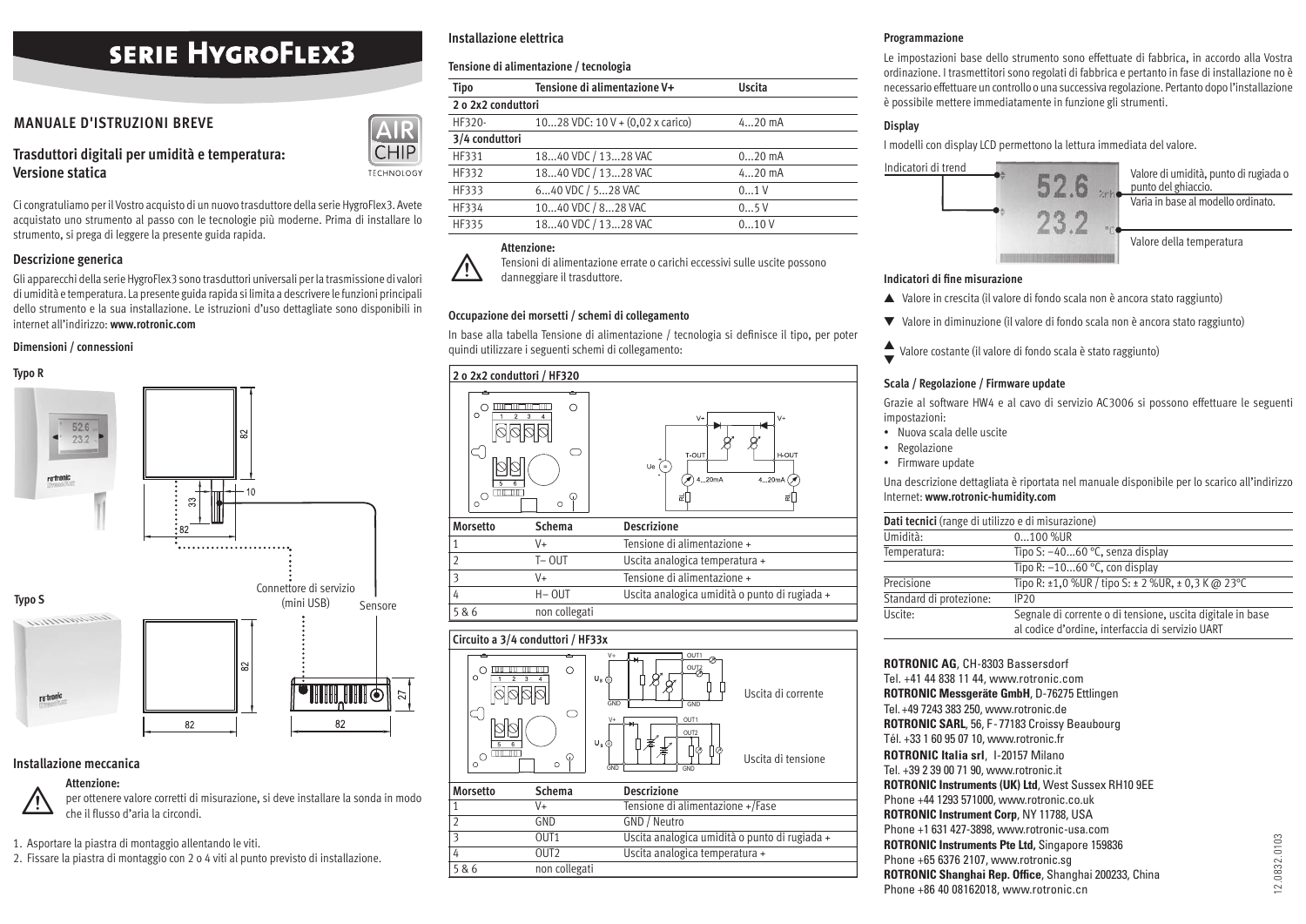# SERIE HYGROFLEX3

## MANUALE D'ISTRUZIONI BREVE

### Trasduttori digitali per umidità e temperatura: Versione statica

AIR CHIP TECHNOLOGY

Ci congratuliamo per il Vostro acquisto di un nuovo trasduttore della serie HygroFlex3. Avete acquistato uno strumento al passo con le tecnologie più moderne. Prima di installare lo strumento, si prega di leggere la presente guida rapida.

### Descrizione generica

Gli apparecchi della serie HygroFlex3 sono trasduttori universali per la trasmissione di valori di umidità e temperatura. La presente guida rapida si limita a descrivere le funzioni principali dello strumento e la sua installazione. Le istruzioni d'uso dettagliate sono disponibili in internet all'indirizzo: **www.rotronic.com**

#### Dimensioni / connessioni

**Typo R**

82
33
10
82

Connettore di servizio (mini USB)
Sensore

**Typo S**

82
27
82
82

### Installazione meccanica

**Attenzione:**
per ottenere valore corretti di misurazione, si deve installare la sonda in modo che il flusso d'aria la circondi.

1. Asportare la piastra di montaggio allentando le viti.
2. Fissare la piastra di montaggio con 2 o 4 viti al punto previsto di installazione.

### Installazione elettrica

#### Tensione di alimentazione / tecnologia

| Tipo | Tensione di alimentazione V+ | Uscita |
|---|---|---|
| **2 o 2x2 conduttori** | | |
| HF320- | 10...28 VDC: 10 V + (0,02 x carico) | 4...20 mA |
| **3/4 conduttori** | | |
| HF331 | 18...40 VDC / 13...28 VAC | 0...20 mA |
| HF332 | 18...40 VDC / 13...28 VAC | 4...20 mA |
| HF333 | 6...40 VDC / 5...28 VAC | 0...1 V |
| HF334 | 10...40 VDC / 8...28 VAC | 0...5 V |
| HF335 | 18...40 VDC / 13...28 VAC | 0...10 V |

**Attenzione:**
Tensioni di alimentazione errate o carichi eccessivi sulle uscite possono danneggiare il trasduttore.

#### Occupazione dei morsetti / schemi di collegamento

In base alla tabella Tensione di alimentazione / tecnologia si definisce il tipo, per poter quindi utilizzare i seguenti schemi di collegamento:

**2 o 2x2 conduttori / HF320**

V+ V+ T-OUT H-OUT Ue 4...20mA 4...20mA RL RL

| Morsetto | Schema | Descrizione |
|---|---|---|
| 1 | V+ | Tensione di alimentazione + |
| 2 | T– OUT | Uscita analogica temperatura + |
| 3 | V+ | Tensione di alimentazione + |
| 4 | H– OUT | Uscita analogica umidità o punto di rugiada + |
| 5 & 6 | non collegati | |

**Circuito a 3/4 conduttori / HF33x**

V+ OUT1 OUT2 GND GND Uscita di corrente
V+ OUT1 OUT2 GND GND Uscita di tensione

| Morsetto | Schema | Descrizione |
|---|---|---|
| 1 | V+ | Tensione di alimentazione +/Fase |
| 2 | GND | GND / Neutro |
| 3 | OUT1 | Uscita analogica umidità o punto di rugiada + |
| 4 | OUT2 | Uscita analogica temperatura + |
| 5 & 6 | non collegati | |

#### Programmazione

Le impostazioni base dello strumento sono effettuate di fabbrica, in accordo alla Vostra ordinazione. I trasmettitori sono regolati di fabbrica e pertanto in fase di installazione no è necessario effettuare un controllo o una successiva regolazione. Pertanto dopo l'installazione è possibile mettere immediatamente in funzione gli strumenti.

#### Display

I modelli con display LCD permettono la lettura immediata del valore.

Indicatori di trend
52.6 %rh
23.2 °C
Valore di umidità, punto di rugiada o punto del ghiaccio. Varia in base al modello ordinato.
Valore della temperatura

#### Indicatori di fine misurazione

▲ Valore in crescita (il valore di fondo scala non è ancora stato raggiunto)

▼ Valore in diminuzione (il valore di fondo scala non è ancora stato raggiunto)

▲▼ Valore costante (il valore di fondo scala è stato raggiunto)

#### Scala / Regolazione / Firmware update

Grazie al software HW4 e al cavo di servizio AC3006 si possono effettuare le seguenti impostazioni:

- Nuova scala delle uscite
- Regolazione
- Firmware update

Una descrizione dettagliata è riportata nel manuale disponibile per lo scarico all'indirizzo Internet: **www.rotronic-humidity.com**

| **Dati tecnici** (range di utilizzo e di misurazione) | |
|---|---|
| Umidità: | 0...100 %UR |
| Temperatura: | Tipo S: –40...60 °C, senza display |
| | Tipo R: –10...60 °C, con display |
| Precisione | Tipo R: ±1,0 %UR / tipo S: ± 2 %UR, ± 0,3 K @ 23°C |
| Standard di protezione: | IP20 |
| Uscite: | Segnale di corrente o di tensione, uscita digitale in base al codice d'ordine, interfaccia di servizio UART |

**ROTRONIC AG**, CH-8303 Bassersdorf
Tel. +41 44 838 11 44, www.rotronic.com
**ROTRONIC Messgeräte GmbH**, D-76275 Ettlingen
Tel. +49 7243 383 250, www.rotronic.de
**ROTRONIC SARL**, 56, F - 77183 Croissy Beaubourg
Tél. +33 1 60 95 07 10, www.rotronic.fr
**ROTRONIC Italia srl**, I-20157 Milano
Tel. +39 2 39 00 71 90, www.rotronic.it
**ROTRONIC Instruments (UK) Ltd**, West Sussex RH10 9EE
Phone +44 1293 571000, www.rotronic.co.uk
**ROTRONIC Instrument Corp**, NY 11788, USA
Phone +1 631 427-3898, www.rotronic-usa.com
**ROTRONIC Instruments Pte Ltd,** Singapore 159836
Phone +65 6376 2107, www.rotronic.sg
**ROTRONIC Shanghai Rep. Office**, Shanghai 200233, China
Phone +86 40 08162018, www.rotronic.cn

12.0832.0103